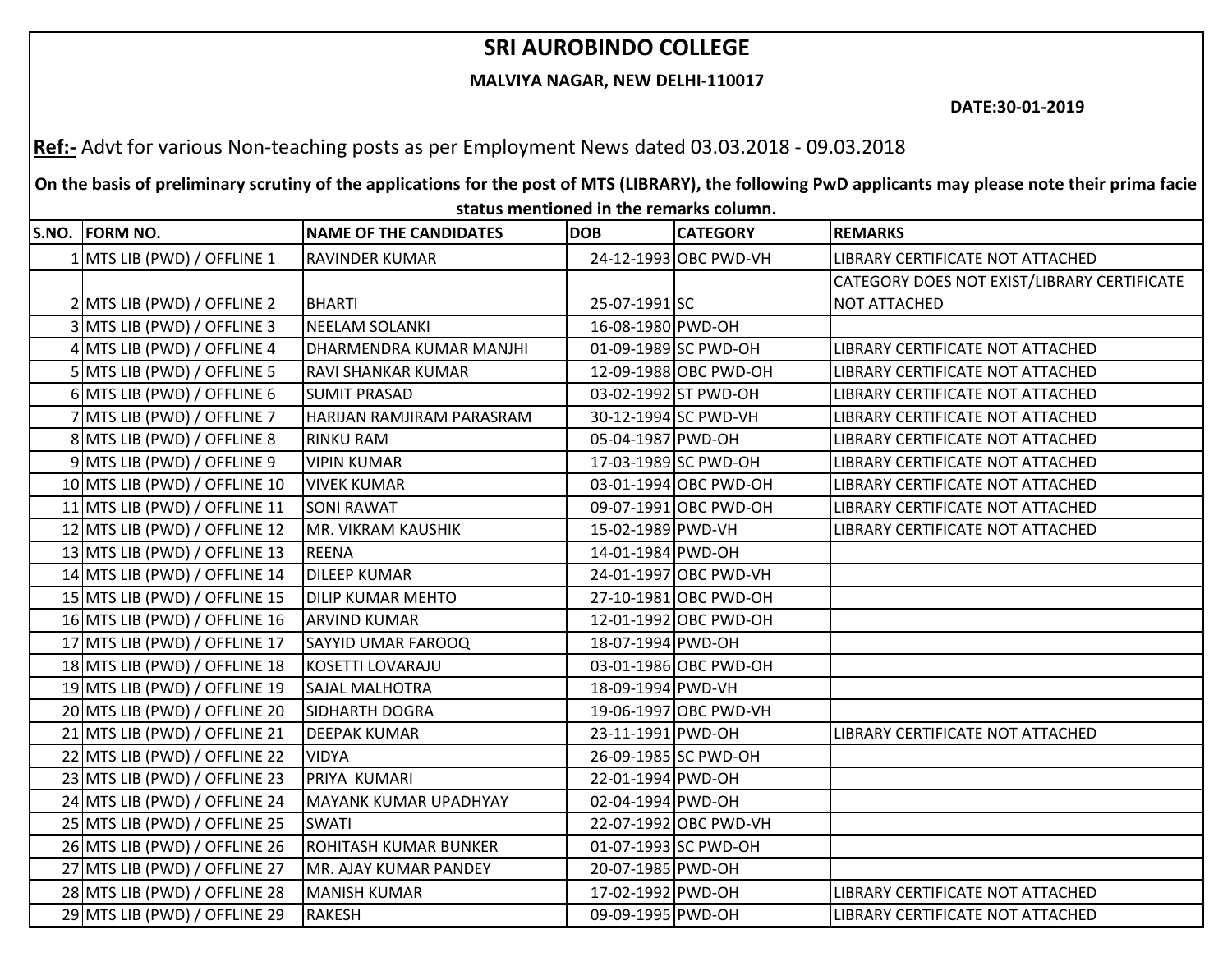# SRI AUROBINDO COLLEGE

**MALVIYA NAGAR, NEW DELHI-110017**

**DATE:30-01-2019**

**Ref:-** Advt for various Non-teaching posts as per Employment News dated 03.03.2018 - 09.03.2018

**On the basis of preliminary scrutiny of the applications for the post of MTS (LIBRARY), the following PwD applicants may please note their prima facie status mentioned in the remarks column.**

| S.NO. | FORM NO. | NAME OF THE CANDIDATES | DOB | CATEGORY | REMARKS |
|---|---|---|---|---|---|
| 1 | MTS LIB (PWD) / OFFLINE 1 | RAVINDER KUMAR | 24-12-1993 | OBC PWD-VH | LIBRARY CERTIFICATE NOT ATTACHED |
| 2 | MTS LIB (PWD) / OFFLINE 2 | BHARTI | 25-07-1991 | SC | CATEGORY DOES NOT EXIST/LIBRARY CERTIFICATE NOT ATTACHED |
| 3 | MTS LIB (PWD) / OFFLINE 3 | NEELAM SOLANKI | 16-08-1980 | PWD-OH | |
| 4 | MTS LIB (PWD) / OFFLINE 4 | DHARMENDRA KUMAR MANJHI | 01-09-1989 | SC PWD-OH | LIBRARY CERTIFICATE NOT ATTACHED |
| 5 | MTS LIB (PWD) / OFFLINE 5 | RAVI SHANKAR KUMAR | 12-09-1988 | OBC PWD-OH | LIBRARY CERTIFICATE NOT ATTACHED |
| 6 | MTS LIB (PWD) / OFFLINE 6 | SUMIT PRASAD | 03-02-1992 | ST PWD-OH | LIBRARY CERTIFICATE NOT ATTACHED |
| 7 | MTS LIB (PWD) / OFFLINE 7 | HARIJAN RAMJIRAM PARASRAM | 30-12-1994 | SC PWD-VH | LIBRARY CERTIFICATE NOT ATTACHED |
| 8 | MTS LIB (PWD) / OFFLINE 8 | RINKU RAM | 05-04-1987 | PWD-OH | LIBRARY CERTIFICATE NOT ATTACHED |
| 9 | MTS LIB (PWD) / OFFLINE 9 | VIPIN KUMAR | 17-03-1989 | SC PWD-OH | LIBRARY CERTIFICATE NOT ATTACHED |
| 10 | MTS LIB (PWD) / OFFLINE 10 | VIVEK KUMAR | 03-01-1994 | OBC PWD-OH | LIBRARY CERTIFICATE NOT ATTACHED |
| 11 | MTS LIB (PWD) / OFFLINE 11 | SONI RAWAT | 09-07-1991 | OBC PWD-OH | LIBRARY CERTIFICATE NOT ATTACHED |
| 12 | MTS LIB (PWD) / OFFLINE 12 | MR. VIKRAM KAUSHIK | 15-02-1989 | PWD-VH | LIBRARY CERTIFICATE NOT ATTACHED |
| 13 | MTS LIB (PWD) / OFFLINE 13 | REENA | 14-01-1984 | PWD-OH | |
| 14 | MTS LIB (PWD) / OFFLINE 14 | DILEEP KUMAR | 24-01-1997 | OBC PWD-VH | |
| 15 | MTS LIB (PWD) / OFFLINE 15 | DILIP KUMAR MEHTO | 27-10-1981 | OBC PWD-OH | |
| 16 | MTS LIB (PWD) / OFFLINE 16 | ARVIND KUMAR | 12-01-1992 | OBC PWD-OH | |
| 17 | MTS LIB (PWD) / OFFLINE 17 | SAYYID UMAR FAROOQ | 18-07-1994 | PWD-OH | |
| 18 | MTS LIB (PWD) / OFFLINE 18 | KOSETTI LOVARAJU | 03-01-1986 | OBC PWD-OH | |
| 19 | MTS LIB (PWD) / OFFLINE 19 | SAJAL MALHOTRA | 18-09-1994 | PWD-VH | |
| 20 | MTS LIB (PWD) / OFFLINE 20 | SIDHARTH DOGRA | 19-06-1997 | OBC PWD-VH | |
| 21 | MTS LIB (PWD) / OFFLINE 21 | DEEPAK KUMAR | 23-11-1991 | PWD-OH | LIBRARY CERTIFICATE NOT ATTACHED |
| 22 | MTS LIB (PWD) / OFFLINE 22 | VIDYA | 26-09-1985 | SC PWD-OH | |
| 23 | MTS LIB (PWD) / OFFLINE 23 | PRIYA KUMARI | 22-01-1994 | PWD-OH | |
| 24 | MTS LIB (PWD) / OFFLINE 24 | MAYANK KUMAR UPADHYAY | 02-04-1994 | PWD-OH | |
| 25 | MTS LIB (PWD) / OFFLINE 25 | SWATI | 22-07-1992 | OBC PWD-VH | |
| 26 | MTS LIB (PWD) / OFFLINE 26 | ROHITASH KUMAR BUNKER | 01-07-1993 | SC PWD-OH | |
| 27 | MTS LIB (PWD) / OFFLINE 27 | MR. AJAY KUMAR PANDEY | 20-07-1985 | PWD-OH | |
| 28 | MTS LIB (PWD) / OFFLINE 28 | MANISH KUMAR | 17-02-1992 | PWD-OH | LIBRARY CERTIFICATE NOT ATTACHED |
| 29 | MTS LIB (PWD) / OFFLINE 29 | RAKESH | 09-09-1995 | PWD-OH | LIBRARY CERTIFICATE NOT ATTACHED |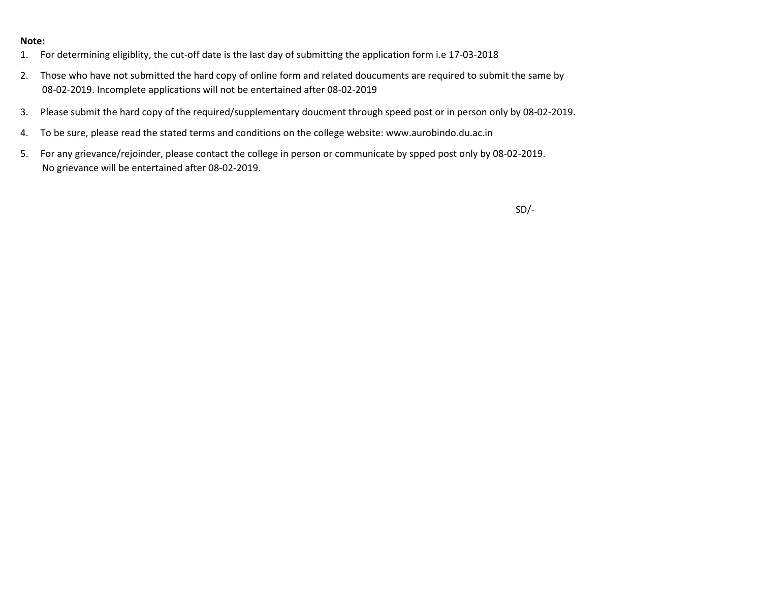**Note:**

1. For determining eligiblity, the cut-off date is the last day of submitting the application form i.e 17-03-2018
2. Those who have not submitted the hard copy of online form and related doucuments are required to submit the same by 08-02-2019. Incomplete applications will not be entertained after 08-02-2019
3. Please submit the hard copy of the required/supplementary doucment through speed post or in person only by 08-02-2019.
4. To be sure, please read the stated terms and conditions on the college website: www.aurobindo.du.ac.in
5. For any grievance/rejoinder, please contact the college in person or communicate by spped post only by 08-02-2019. No grievance will be entertained after 08-02-2019.

SD/-